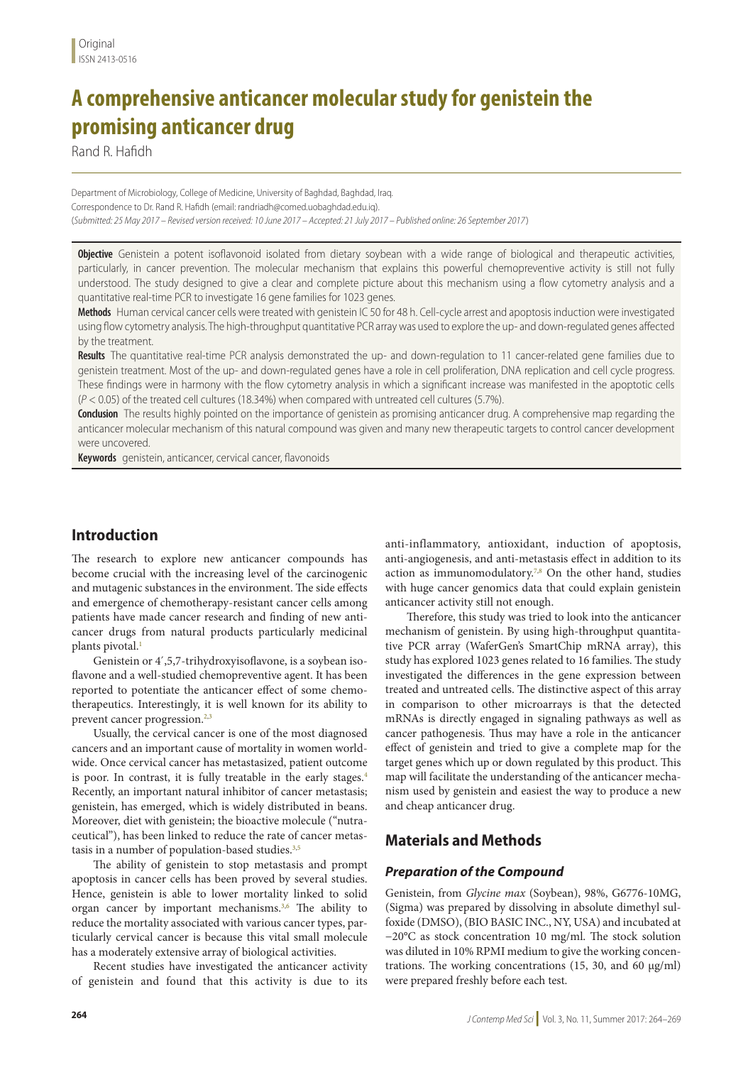Original

ISSN 2413-0516

# A comprehensive anticancer molecular study for genistein the promising anticancer drug

Rand R. Hafidh

Department of Microbiology, College of Medicine, University of Baghdad, Baghdad, Iraq.
Correspondence to Dr. Rand R. Hafidh (email: randriadh@comed.uobaghdad.edu.iq).
(*Submitted: 25 May 2017 – Revised version received: 10 June 2017 – Accepted: 21 July 2017 – Published online: 26 September 2017*)

**Objective** Genistein a potent isoflavonoid isolated from dietary soybean with a wide range of biological and therapeutic activities, particularly, in cancer prevention. The molecular mechanism that explains this powerful chemopreventive activity is still not fully understood. The study designed to give a clear and complete picture about this mechanism using a flow cytometry analysis and a quantitative real-time PCR to investigate 16 gene families for 1023 genes.

**Methods** Human cervical cancer cells were treated with genistein IC 50 for 48 h. Cell-cycle arrest and apoptosis induction were investigated using flow cytometry analysis. The high-throughput quantitative PCR array was used to explore the up- and down-regulated genes affected by the treatment.

**Results** The quantitative real-time PCR analysis demonstrated the up- and down-regulation to 11 cancer-related gene families due to genistein treatment. Most of the up- and down-regulated genes have a role in cell proliferation, DNA replication and cell cycle progress. These findings were in harmony with the flow cytometry analysis in which a significant increase was manifested in the apoptotic cells ($P < 0.05$) of the treated cell cultures (18.34%) when compared with untreated cell cultures (5.7%).

**Conclusion** The results highly pointed on the importance of genistein as promising anticancer drug. A comprehensive map regarding the anticancer molecular mechanism of this natural compound was given and many new therapeutic targets to control cancer development were uncovered.

**Keywords** genistein, anticancer, cervical cancer, flavonoids

## Introduction

The research to explore new anticancer compounds has become crucial with the increasing level of the carcinogenic and mutagenic substances in the environment. The side effects and emergence of chemotherapy-resistant cancer cells among patients have made cancer research and finding of new anticancer drugs from natural products particularly medicinal plants pivotal.[1]

Genistein or 4′,5,7-trihydroxyisoflavone, is a soybean isoflavone and a well-studied chemopreventive agent. It has been reported to potentiate the anticancer effect of some chemotherapeutics. Interestingly, it is well known for its ability to prevent cancer progression.[2,3]

Usually, the cervical cancer is one of the most diagnosed cancers and an important cause of mortality in women worldwide. Once cervical cancer has metastasized, patient outcome is poor. In contrast, it is fully treatable in the early stages.[4] Recently, an important natural inhibitor of cancer metastasis; genistein, has emerged, which is widely distributed in beans. Moreover, diet with genistein; the bioactive molecule ("nutraceutical"), has been linked to reduce the rate of cancer metastasis in a number of population-based studies.[3,5]

The ability of genistein to stop metastasis and prompt apoptosis in cancer cells has been proved by several studies. Hence, genistein is able to lower mortality linked to solid organ cancer by important mechanisms.[3,6] The ability to reduce the mortality associated with various cancer types, particularly cervical cancer is because this vital small molecule has a moderately extensive array of biological activities.

Recent studies have investigated the anticancer activity of genistein and found that this activity is due to its anti-inflammatory, antioxidant, induction of apoptosis, anti-angiogenesis, and anti-metastasis effect in addition to its action as immunomodulatory.[7,8] On the other hand, studies with huge cancer genomics data that could explain genistein anticancer activity still not enough.

Therefore, this study was tried to look into the anticancer mechanism of genistein. By using high-throughput quantitative PCR array (WaferGen's SmartChip mRNA array), this study has explored 1023 genes related to 16 families. The study investigated the differences in the gene expression between treated and untreated cells. The distinctive aspect of this array in comparison to other microarrays is that the detected mRNAs is directly engaged in signaling pathways as well as cancer pathogenesis. Thus may have a role in the anticancer effect of genistein and tried to give a complete map for the target genes which up or down regulated by this product. This map will facilitate the understanding of the anticancer mechanism used by genistein and easiest the way to produce a new and cheap anticancer drug.

## Materials and Methods

### Preparation of the Compound

Genistein, from *Glycine max* (Soybean), 98%, G6776-10MG, (Sigma) was prepared by dissolving in absolute dimethyl sulfoxide (DMSO), (BIO BASIC INC., NY, USA) and incubated at −20°C as stock concentration 10 mg/ml. The stock solution was diluted in 10% RPMI medium to give the working concentrations. The working concentrations (15, 30, and 60 μg/ml) were prepared freshly before each test.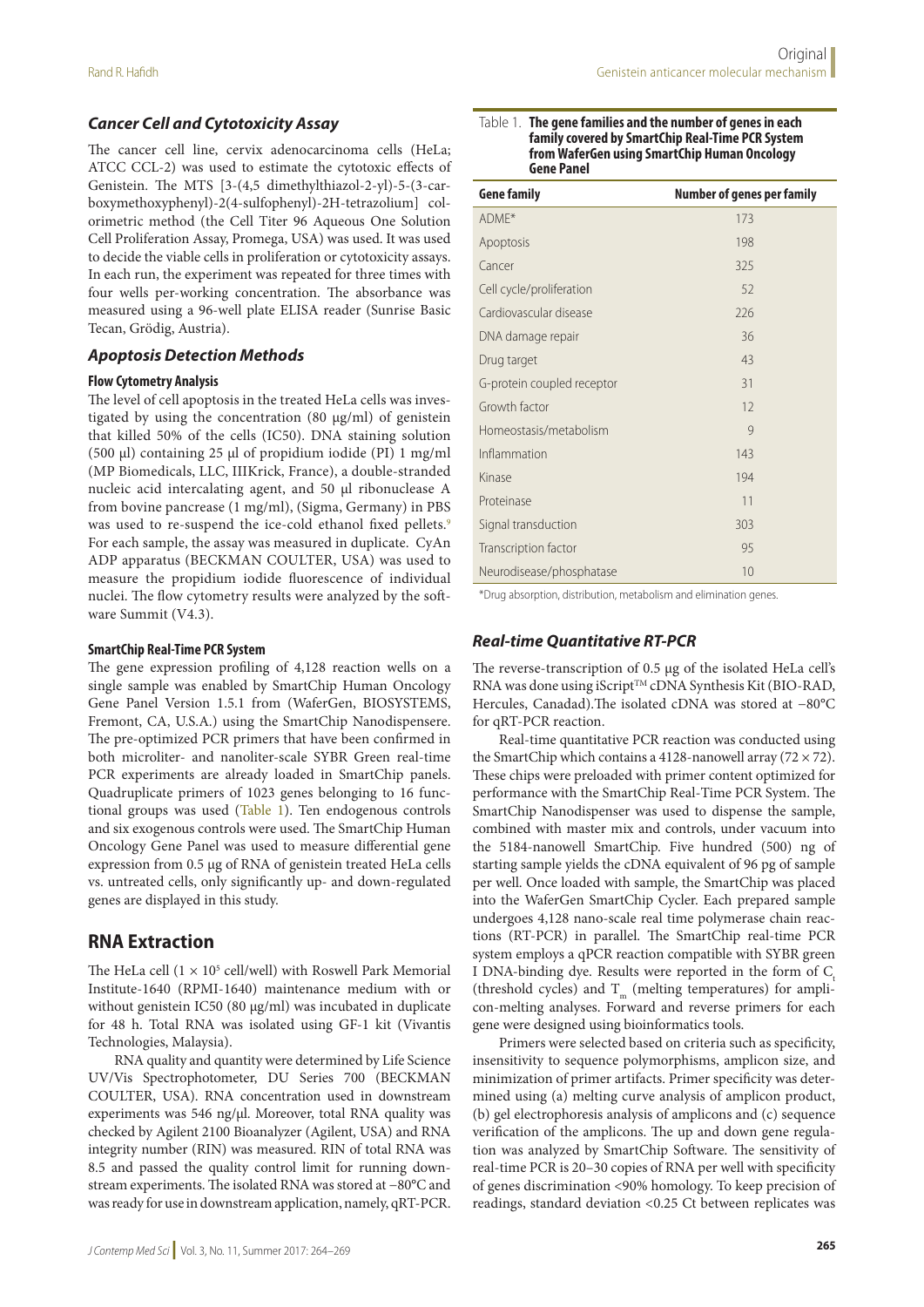### Cancer Cell and Cytotoxicity Assay

The cancer cell line, cervix adenocarcinoma cells (HeLa; ATCC CCL-2) was used to estimate the cytotoxic effects of Genistein. The MTS [3-(4,5 dimethylthiazol-2-yl)-5-(3-carboxymethoxyphenyl)-2(4-sulfophenyl)-2H-tetrazolium] colorimetric method (the Cell Titer 96 Aqueous One Solution Cell Proliferation Assay, Promega, USA) was used. It was used to decide the viable cells in proliferation or cytotoxicity assays. In each run, the experiment was repeated for three times with four wells per-working concentration. The absorbance was measured using a 96-well plate ELISA reader (Sunrise Basic Tecan, Grödig, Austria).

### Apoptosis Detection Methods

#### Flow Cytometry Analysis

The level of cell apoptosis in the treated HeLa cells was investigated by using the concentration (80 µg/ml) of genistein that killed 50% of the cells (IC50). DNA staining solution (500 µl) containing 25 µl of propidium iodide (PI) 1 mg/ml (MP Biomedicals, LLC, IIIKrick, France), a double-stranded nucleic acid intercalating agent, and 50 µl ribonuclease A from bovine pancrease (1 mg/ml), (Sigma, Germany) in PBS was used to re-suspend the ice-cold ethanol fixed pellets.[9] For each sample, the assay was measured in duplicate. CyAn ADP apparatus (BECKMAN COULTER, USA) was used to measure the propidium iodide fluorescence of individual nuclei. The flow cytometry results were analyzed by the software Summit (V4.3).

#### SmartChip Real-Time PCR System

The gene expression profiling of 4,128 reaction wells on a single sample was enabled by SmartChip Human Oncology Gene Panel Version 1.5.1 from (WaferGen, BIOSYSTEMS, Fremont, CA, U.S.A.) using the SmartChip Nanodispensere. The pre-optimized PCR primers that have been confirmed in both microliter- and nanoliter-scale SYBR Green real-time PCR experiments are already loaded in SmartChip panels. Quadruplicate primers of 1023 genes belonging to 16 functional groups was used (Table 1). Ten endogenous controls and six exogenous controls were used. The SmartChip Human Oncology Gene Panel was used to measure differential gene expression from 0.5 µg of RNA of genistein treated HeLa cells vs. untreated cells, only significantly up- and down-regulated genes are displayed in this study.

## RNA Extraction

The HeLa cell ($1 \times 10^5$ cell/well) with Roswell Park Memorial Institute-1640 (RPMI-1640) maintenance medium with or without genistein IC50 (80 µg/ml) was incubated in duplicate for 48 h. Total RNA was isolated using GF-1 kit (Vivantis Technologies, Malaysia).

RNA quality and quantity were determined by Life Science UV/Vis Spectrophotometer, DU Series 700 (BECKMAN COULTER, USA). RNA concentration used in downstream experiments was 546 ng/µl. Moreover, total RNA quality was checked by Agilent 2100 Bioanalyzer (Agilent, USA) and RNA integrity number (RIN) was measured. RIN of total RNA was 8.5 and passed the quality control limit for running downstream experiments. The isolated RNA was stored at −80°C and was ready for use in downstream application, namely, qRT-PCR.

Table 1. **The gene families and the number of genes in each family covered by SmartChip Real-Time PCR System from WaferGen using SmartChip Human Oncology Gene Panel**

| Gene family | Number of genes per family |
| --- | --- |
| ADME* | 173 |
| Apoptosis | 198 |
| Cancer | 325 |
| Cell cycle/proliferation | 52 |
| Cardiovascular disease | 226 |
| DNA damage repair | 36 |
| Drug target | 43 |
| G-protein coupled receptor | 31 |
| Growth factor | 12 |
| Homeostasis/metabolism | 9 |
| Inflammation | 143 |
| Kinase | 194 |
| Proteinase | 11 |
| Signal transduction | 303 |
| Transcription factor | 95 |
| Neurodisease/phosphatase | 10 |

*Drug absorption, distribution, metabolism and elimination genes.

### Real-time Quantitative RT-PCR

The reverse-transcription of 0.5 µg of the isolated HeLa cell's RNA was done using iScript™ cDNA Synthesis Kit (BIO-RAD, Hercules, Canadad).The isolated cDNA was stored at −80°C for qRT-PCR reaction.

Real-time quantitative PCR reaction was conducted using the SmartChip which contains a 4128-nanowell array ($72 \times 72$). These chips were preloaded with primer content optimized for performance with the SmartChip Real-Time PCR System. The SmartChip Nanodispenser was used to dispense the sample, combined with master mix and controls, under vacuum into the 5184-nanowell SmartChip. Five hundred (500) ng of starting sample yields the cDNA equivalent of 96 pg of sample per well. Once loaded with sample, the SmartChip was placed into the WaferGen SmartChip Cycler. Each prepared sample undergoes 4,128 nano-scale real time polymerase chain reactions (RT-PCR) in parallel. The SmartChip real-time PCR system employs a qPCR reaction compatible with SYBR green I DNA-binding dye. Results were reported in the form of $C_t$ (threshold cycles) and $T_m$ (melting temperatures) for amplicon-melting analyses. Forward and reverse primers for each gene were designed using bioinformatics tools.

Primers were selected based on criteria such as specificity, insensitivity to sequence polymorphisms, amplicon size, and minimization of primer artifacts. Primer specificity was determined using (a) melting curve analysis of amplicon product, (b) gel electrophoresis analysis of amplicons and (c) sequence verification of the amplicons. The up and down gene regulation was analyzed by SmartChip Software. The sensitivity of real-time PCR is 20–30 copies of RNA per well with specificity of genes discrimination <90% homology. To keep precision of readings, standard deviation <0.25 Ct between replicates was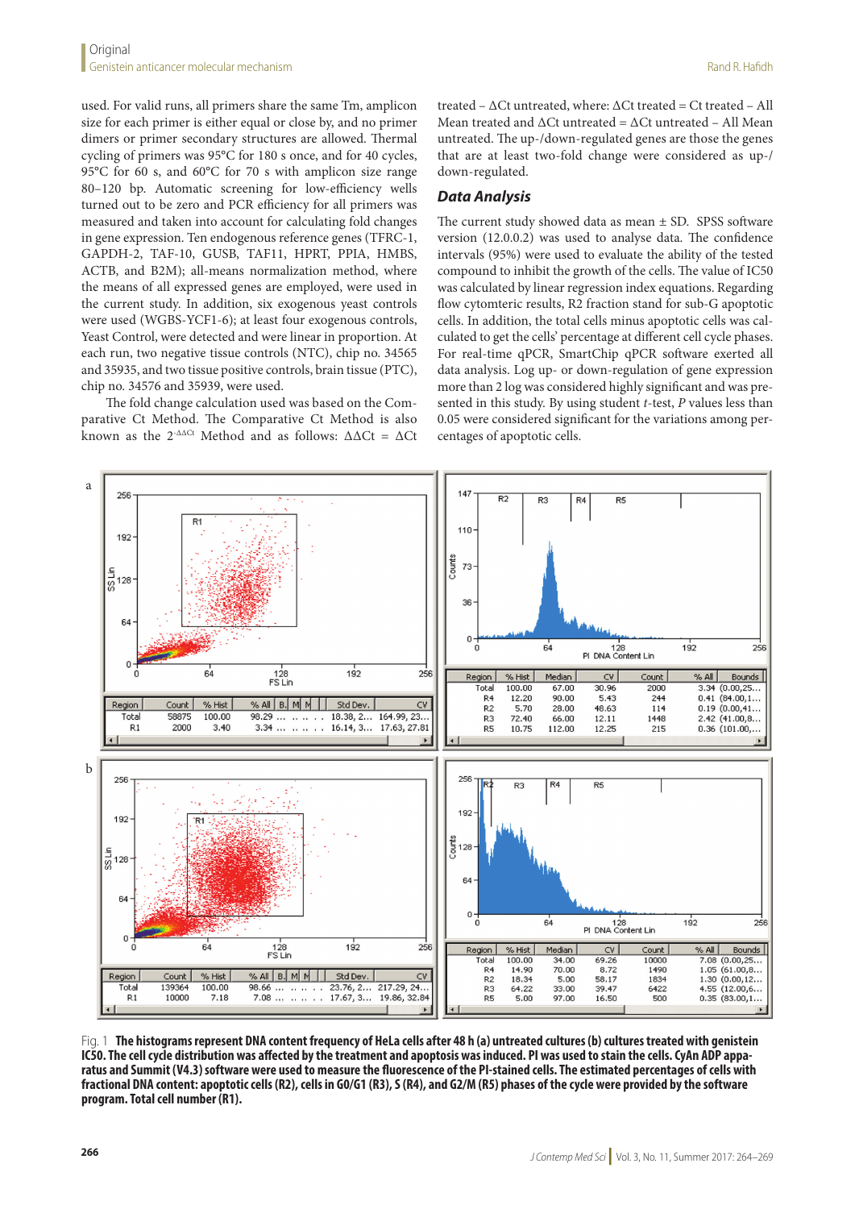used. For valid runs, all primers share the same Tm, amplicon size for each primer is either equal or close by, and no primer dimers or primer secondary structures are allowed. Thermal cycling of primers was 95°C for 180 s once, and for 40 cycles, 95°C for 60 s, and 60°C for 70 s with amplicon size range 80–120 bp. Automatic screening for low-efficiency wells turned out to be zero and PCR efficiency for all primers was measured and taken into account for calculating fold changes in gene expression. Ten endogenous reference genes (TFRC-1, GAPDH-2, TAF-10, GUSB, TAF11, HPRT, PPIA, HMBS, ACTB, and B2M); all-means normalization method, where the means of all expressed genes are employed, were used in the current study. In addition, six exogenous yeast controls were used (WGBS-YCF1-6); at least four exogenous controls, Yeast Control, were detected and were linear in proportion. At each run, two negative tissue controls (NTC), chip no. 34565 and 35935, and two tissue positive controls, brain tissue (PTC), chip no. 34576 and 35939, were used.

The fold change calculation used was based on the Comparative Ct Method. The Comparative Ct Method is also known as the $2^{-\Delta\Delta Ct}$ Method and as follows: ΔΔCt = ΔCt treated – ΔCt untreated, where: ΔCt treated = Ct treated – All Mean treated and ΔCt untreated = ΔCt untreated – All Mean untreated. The up-/down-regulated genes are those the genes that are at least two-fold change were considered as up-/down-regulated.

## Data Analysis

The current study showed data as mean ± SD. SPSS software version (12.0.0.2) was used to analyse data. The confidence intervals (95%) were used to evaluate the ability of the tested compound to inhibit the growth of the cells. The value of IC50 was calculated by linear regression index equations. Regarding flow cytomteric results, R2 fraction stand for sub-G apoptotic cells. In addition, the total cells minus apoptotic cells was calculated to get the cells' percentage at different cell cycle phases. For real-time qPCR, SmartChip qPCR software exerted all data analysis. Log up- or down-regulation of gene expression more than 2 log was considered highly significant and was presented in this study. By using student *t*-test, *P* values less than 0.05 were considered significant for the variations among percentages of apoptotic cells.

Fig. 1 **The histograms represent DNA content frequency of HeLa cells after 48 h (a) untreated cultures (b) cultures treated with genistein IC50. The cell cycle distribution was affected by the treatment and apoptosis was induced. PI was used to stain the cells. CyAn ADP apparatus and Summit (V4.3) software were used to measure the fluorescence of the PI-stained cells. The estimated percentages of cells with fractional DNA content: apoptotic cells (R2), cells in G0/G1 (R3), S (R4), and G2/M (R5) phases of the cycle were provided by the software program. Total cell number (R1).**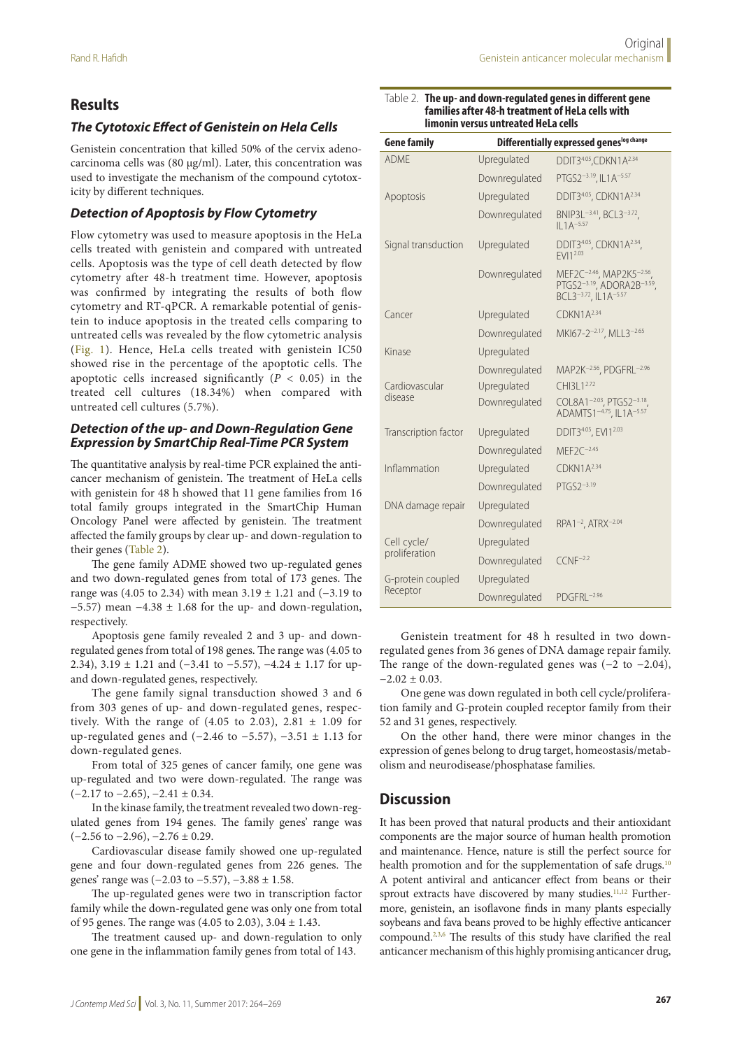## Results

### The Cytotoxic Effect of Genistein on Hela Cells

Genistein concentration that killed 50% of the cervix adenocarcinoma cells was (80 µg/ml). Later, this concentration was used to investigate the mechanism of the compound cytotoxicity by different techniques.

### Detection of Apoptosis by Flow Cytometry

Flow cytometry was used to measure apoptosis in the HeLa cells treated with genistein and compared with untreated cells. Apoptosis was the type of cell death detected by flow cytometry after 48-h treatment time. However, apoptosis was confirmed by integrating the results of both flow cytometry and RT-qPCR. A remarkable potential of genistein to induce apoptosis in the treated cells comparing to untreated cells was revealed by the flow cytometric analysis (Fig. 1). Hence, HeLa cells treated with genistein IC50 showed rise in the percentage of the apoptotic cells. The apoptotic cells increased significantly ($P < 0.05$) in the treated cell cultures (18.34%) when compared with untreated cell cultures (5.7%).

### Detection of the up- and Down-Regulation Gene Expression by SmartChip Real-Time PCR System

The quantitative analysis by real-time PCR explained the anticancer mechanism of genistein. The treatment of HeLa cells with genistein for 48 h showed that 11 gene families from 16 total family groups integrated in the SmartChip Human Oncology Panel were affected by genistein. The treatment affected the family groups by clear up- and down-regulation to their genes (Table 2).

The gene family ADME showed two up-regulated genes and two down-regulated genes from total of 173 genes. The range was (4.05 to 2.34) with mean 3.19 ± 1.21 and (−3.19 to −5.57) mean −4.38 ± 1.68 for the up- and down-regulation, respectively.

Apoptosis gene family revealed 2 and 3 up- and down-regulated genes from total of 198 genes. The range was (4.05 to 2.34), 3.19 ± 1.21 and (−3.41 to −5.57), −4.24 ± 1.17 for up- and down-regulated genes, respectively.

The gene family signal transduction showed 3 and 6 from 303 genes of up- and down-regulated genes, respectively. With the range of (4.05 to 2.03), 2.81 ± 1.09 for up-regulated genes and (−2.46 to −5.57), −3.51 ± 1.13 for down-regulated genes.

From total of 325 genes of cancer family, one gene was up-regulated and two were down-regulated. The range was (−2.17 to −2.65), −2.41 ± 0.34.

In the kinase family, the treatment revealed two down-regulated genes from 194 genes. The family genes' range was (−2.56 to −2.96), −2.76 ± 0.29.

Cardiovascular disease family showed one up-regulated gene and four down-regulated genes from 226 genes. The genes' range was (−2.03 to −5.57), −3.88 ± 1.58.

The up-regulated genes were two in transcription factor family while the down-regulated gene was only one from total of 95 genes. The range was (4.05 to 2.03), 3.04 ± 1.43.

The treatment caused up- and down-regulation to only one gene in the inflammation family genes from total of 143.

Table 2. **The up- and down-regulated genes in different gene families after 48-h treatment of HeLa cells with limonin versus untreated HeLa cells**

| Gene family | | Differentially expressed genes$^{log\ change}$ |
|---|---|---|
| ADME | Upregulated | DDIT3$^{4.05}$,CDKN1A$^{2.34}$ |
| | Downregulated | PTGS2$^{-3.19}$, IL1A$^{-5.57}$ |
| Apoptosis | Upregulated | DDIT3$^{4.05}$, CDKN1A$^{2.34}$ |
| | Downregulated | BNIP3L$^{-3.41}$, BCL3$^{-3.72}$, IL1A$^{-5.57}$ |
| Signal transduction | Upregulated | DDIT3$^{4.05}$, CDKN1A$^{2.34}$, EVI1$^{2.03}$ |
| | Downregulated | MEF2C$^{-2.46}$, MAP2K5$^{-2.56}$, PTGS2$^{-3.19}$, ADORA2B$^{-3.59}$, BCL3$^{-3.72}$, IL1A$^{-5.57}$ |
| Cancer | Upregulated | CDKN1A$^{2.34}$ |
| | Downregulated | MKI67-2$^{-2.17}$, MLL3$^{-2.65}$ |
| Kinase | Upregulated | |
| | Downregulated | MAP2K$^{-2.56}$, PDGFRL$^{-2.96}$ |
| Cardiovascular disease | Upregulated | CHI3L1$^{2.72}$ |
| | Downregulated | COL8A1$^{-2.03}$, PTGS2$^{-3.18}$, ADAMTS1$^{-4.75}$, IL1A$^{-5.57}$ |
| Transcription factor | Upregulated | DDIT3$^{4.05}$, EVI1$^{2.03}$ |
| | Downregulated | MEF2C$^{-2.45}$ |
| Inflammation | Upregulated | CDKN1A$^{2.34}$ |
| | Downregulated | PTGS2$^{-3.19}$ |
| DNA damage repair | Upregulated | |
| | Downregulated | RPA1$^{-2}$, ATRX$^{-2.04}$ |
| Cell cycle/ proliferation | Upregulated | |
| | Downregulated | CCNF$^{-2.2}$ |
| G-protein coupled Receptor | Upregulated | |
| | Downregulated | PDGFRL$^{-2.96}$ |

Genistein treatment for 48 h resulted in two down-regulated genes from 36 genes of DNA damage repair family. The range of the down-regulated genes was (−2 to −2.04), −2.02 ± 0.03.

One gene was down regulated in both cell cycle/proliferation family and G-protein coupled receptor family from their 52 and 31 genes, respectively.

On the other hand, there were minor changes in the expression of genes belong to drug target, homeostasis/metabolism and neurodisease/phosphatase families.

## Discussion

It has been proved that natural products and their antioxidant components are the major source of human health promotion and maintenance. Hence, nature is still the perfect source for health promotion and for the supplementation of safe drugs.[10] A potent antiviral and anticancer effect from beans or their sprout extracts have discovered by many studies.[11,12] Furthermore, genistein, an isoflavone finds in many plants especially soybeans and fava beans proved to be highly effective anticancer compound.[2,3,6] The results of this study have clarified the real anticancer mechanism of this highly promising anticancer drug,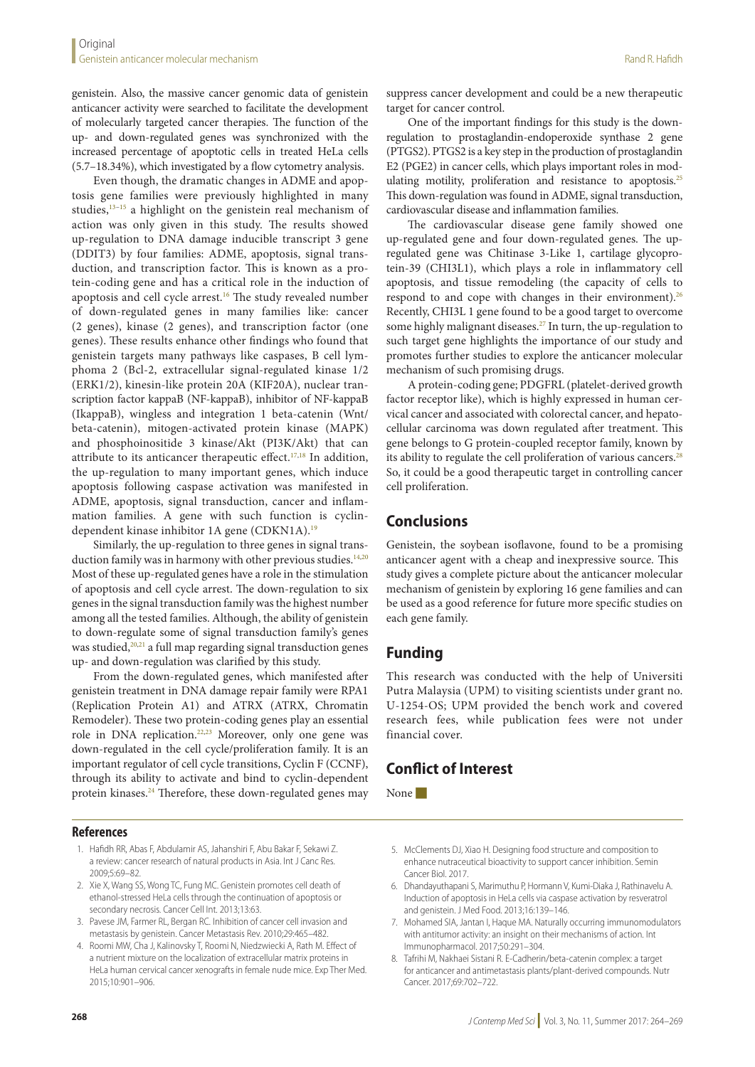genistein. Also, the massive cancer genomic data of genistein anticancer activity were searched to facilitate the development of molecularly targeted cancer therapies. The function of the up- and down-regulated genes was synchronized with the increased percentage of apoptotic cells in treated HeLa cells (5.7–18.34%), which investigated by a flow cytometry analysis.

Even though, the dramatic changes in ADME and apoptosis gene families were previously highlighted in many studies,[13–15] a highlight on the genistein real mechanism of action was only given in this study. The results showed up-regulation to DNA damage inducible transcript 3 gene (DDIT3) by four families: ADME, apoptosis, signal transduction, and transcription factor. This is known as a protein-coding gene and has a critical role in the induction of apoptosis and cell cycle arrest.[16] The study revealed number of down-regulated genes in many families like: cancer (2 genes), kinase (2 genes), and transcription factor (one genes). These results enhance other findings who found that genistein targets many pathways like caspases, B cell lymphoma 2 (Bcl-2, extracellular signal-regulated kinase 1/2 (ERK1/2), kinesin-like protein 20A (KIF20A), nuclear transcription factor kappaB (NF-kappaB), inhibitor of NF-kappaB (IkappaB), wingless and integration 1 beta-catenin (Wnt/beta-catenin), mitogen-activated protein kinase (MAPK) and phosphoinositide 3 kinase/Akt (PI3K/Akt) that can attribute to its anticancer therapeutic effect.[17,18] In addition, the up-regulation to many important genes, which induce apoptosis following caspase activation was manifested in ADME, apoptosis, signal transduction, cancer and inflammation families. A gene with such function is cyclin-dependent kinase inhibitor 1A gene (CDKN1A).[19]

Similarly, the up-regulation to three genes in signal transduction family was in harmony with other previous studies.[14,20] Most of these up-regulated genes have a role in the stimulation of apoptosis and cell cycle arrest. The down-regulation to six genes in the signal transduction family was the highest number among all the tested families. Although, the ability of genistein to down-regulate some of signal transduction family's genes was studied,[20,21] a full map regarding signal transduction genes up- and down-regulation was clarified by this study.

From the down-regulated genes, which manifested after genistein treatment in DNA damage repair family were RPA1 (Replication Protein A1) and ATRX (ATRX, Chromatin Remodeler). These two protein-coding genes play an essential role in DNA replication.[22,23] Moreover, only one gene was down-regulated in the cell cycle/proliferation family. It is an important regulator of cell cycle transitions, Cyclin F (CCNF), through its ability to activate and bind to cyclin-dependent protein kinases.[24] Therefore, these down-regulated genes may suppress cancer development and could be a new therapeutic target for cancer control.

One of the important findings for this study is the down-regulation to prostaglandin-endoperoxide synthase 2 gene (PTGS2). PTGS2 is a key step in the production of prostaglandin E2 (PGE2) in cancer cells, which plays important roles in modulating motility, proliferation and resistance to apoptosis.[25] This down-regulation was found in ADME, signal transduction, cardiovascular disease and inflammation families.

The cardiovascular disease gene family showed one up-regulated gene and four down-regulated genes. The up-regulated gene was Chitinase 3-Like 1, cartilage glycoprotein-39 (CHI3L1), which plays a role in inflammatory cell apoptosis, and tissue remodeling (the capacity of cells to respond to and cope with changes in their environment).[26] Recently, CHI3L 1 gene found to be a good target to overcome some highly malignant diseases.[27] In turn, the up-regulation to such target gene highlights the importance of our study and promotes further studies to explore the anticancer molecular mechanism of such promising drugs.

A protein-coding gene; PDGFRL (platelet-derived growth factor receptor like), which is highly expressed in human cervical cancer and associated with colorectal cancer, and hepatocellular carcinoma was down regulated after treatment. This gene belongs to G protein-coupled receptor family, known by its ability to regulate the cell proliferation of various cancers.[28] So, it could be a good therapeutic target in controlling cancer cell proliferation.

## Conclusions

Genistein, the soybean isoflavone, found to be a promising anticancer agent with a cheap and inexpressive source. This study gives a complete picture about the anticancer molecular mechanism of genistein by exploring 16 gene families and can be used as a good reference for future more specific studies on each gene family.

## Funding

This research was conducted with the help of Universiti Putra Malaysia (UPM) to visiting scientists under grant no. U-1254-OS; UPM provided the bench work and covered research fees, while publication fees were not under financial cover.

## Conflict of Interest

None

### References

1. Hafidh RR, Abas F, Abdulamir AS, Jahanshiri F, Abu Bakar F, Sekawi Z. a review: cancer research of natural products in Asia. Int J Canc Res. 2009;5:69–82.
2. Xie X, Wang SS, Wong TC, Fung MC. Genistein promotes cell death of ethanol-stressed HeLa cells through the continuation of apoptosis or secondary necrosis. Cancer Cell Int. 2013;13:63.
3. Pavese JM, Farmer RL, Bergan RC. Inhibition of cancer cell invasion and metastasis by genistein. Cancer Metastasis Rev. 2010;29:465–482.
4. Roomi MW, Cha J, Kalinovsky T, Roomi N, Niedzwiecki A, Rath M. Effect of a nutrient mixture on the localization of extracellular matrix proteins in HeLa human cervical cancer xenografts in female nude mice. Exp Ther Med. 2015;10:901–906.
5. McClements DJ, Xiao H. Designing food structure and composition to enhance nutraceutical bioactivity to support cancer inhibition. Semin Cancer Biol. 2017.
6. Dhandayuthapani S, Marimuthu P, Hormann V, Kumi-Diaka J, Rathinavelu A. Induction of apoptosis in HeLa cells via caspase activation by resveratrol and genistein. J Med Food. 2013;16:139–146.
7. Mohamed SIA, Jantan I, Haque MA. Naturally occurring immunomodulators with antitumor activity: an insight on their mechanisms of action. Int Immunopharmacol. 2017;50:291–304.
8. Tafrihi M, Nakhaei Sistani R. E-Cadherin/beta-catenin complex: a target for anticancer and antimetastasis plants/plant-derived compounds. Nutr Cancer. 2017;69:702–722.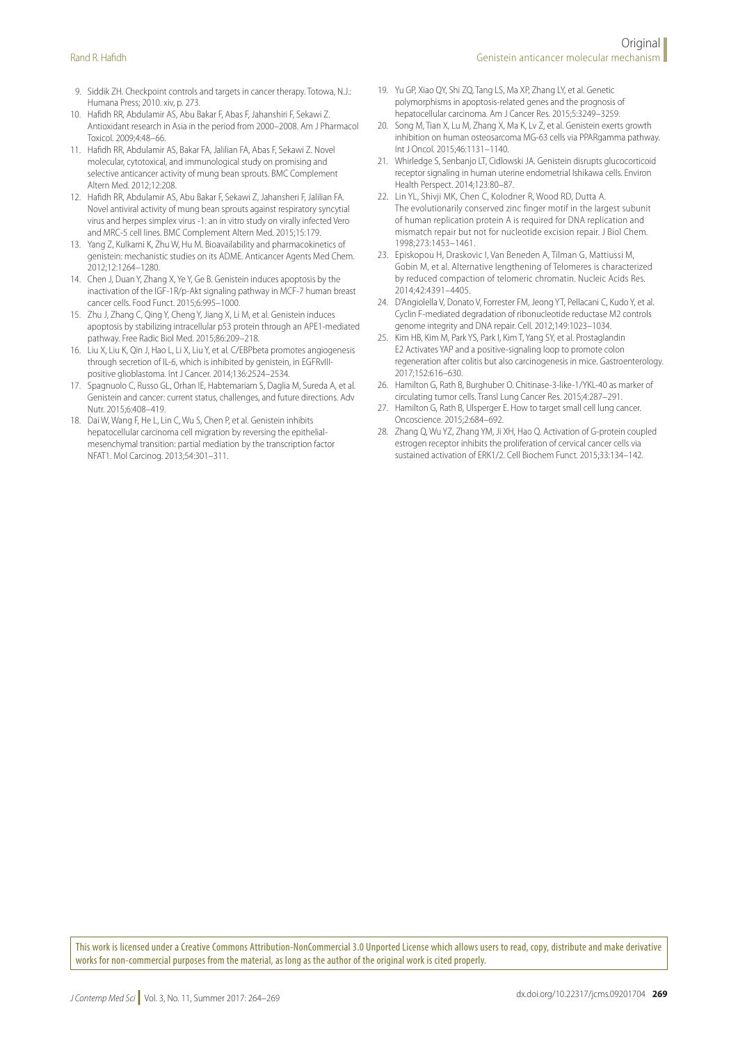9. Siddik ZH. Checkpoint controls and targets in cancer therapy. Totowa, N.J.: Humana Press; 2010. xiv, p. 273.
10. Hafidh RR, Abdulamir AS, Abu Bakar F, Abas F, Jahanshiri F, Sekawi Z. Antioxidant research in Asia in the period from 2000–2008. Am J Pharmacol Toxicol. 2009;4:48–66.
11. Hafidh RR, Abdulamir AS, Bakar FA, Jalilian FA, Abas F, Sekawi Z. Novel molecular, cytotoxical, and immunological study on promising and selective anticancer activity of mung bean sprouts. BMC Complement Altern Med. 2012;12:208.
12. Hafidh RR, Abdulamir AS, Abu Bakar F, Sekawi Z, Jahansheri F, Jalilian FA. Novel antiviral activity of mung bean sprouts against respiratory syncytial virus and herpes simplex virus -1: an in vitro study on virally infected Vero and MRC-5 cell lines. BMC Complement Altern Med. 2015;15:179.
13. Yang Z, Kulkarni K, Zhu W, Hu M. Bioavailability and pharmacokinetics of genistein: mechanistic studies on its ADME. Anticancer Agents Med Chem. 2012;12:1264–1280.
14. Chen J, Duan Y, Zhang X, Ye Y, Ge B. Genistein induces apoptosis by the inactivation of the IGF-1R/p-Akt signaling pathway in MCF-7 human breast cancer cells. Food Funct. 2015;6:995–1000.
15. Zhu J, Zhang C, Qing Y, Cheng Y, Jiang X, Li M, et al. Genistein induces apoptosis by stabilizing intracellular p53 protein through an APE1-mediated pathway. Free Radic Biol Med. 2015;86:209–218.
16. Liu X, Liu K, Qin J, Hao L, Li X, Liu Y, et al. C/EBPbeta promotes angiogenesis through secretion of IL-6, which is inhibited by genistein, in EGFRvIII-positive glioblastoma. Int J Cancer. 2014;136:2524–2534.
17. Spagnuolo C, Russo GL, Orhan IE, Habtemariam S, Daglia M, Sureda A, et al. Genistein and cancer: current status, challenges, and future directions. Adv Nutr. 2015;6:408–419.
18. Dai W, Wang F, He L, Lin C, Wu S, Chen P, et al. Genistein inhibits hepatocellular carcinoma cell migration by reversing the epithelial-mesenchymal transition: partial mediation by the transcription factor NFAT1. Mol Carcinog. 2013;54:301–311.
19. Yu GP, Xiao QY, Shi ZQ, Tang LS, Ma XP, Zhang LY, et al. Genetic polymorphisms in apoptosis-related genes and the prognosis of hepatocellular carcinoma. Am J Cancer Res. 2015;5:3249–3259.
20. Song M, Tian X, Lu M, Zhang X, Ma K, Lv Z, et al. Genistein exerts growth inhibition on human osteosarcoma MG-63 cells via PPARgamma pathway. Int J Oncol. 2015;46:1131–1140.
21. Whirledge S, Senbanjo LT, Cidlowski JA. Genistein disrupts glucocorticoid receptor signaling in human uterine endometrial Ishikawa cells. Environ Health Perspect. 2014;123:80–87.
22. Lin YL, Shivji MK, Chen C, Kolodner R, Wood RD, Dutta A. The evolutionarily conserved zinc finger motif in the largest subunit of human replication protein A is required for DNA replication and mismatch repair but not for nucleotide excision repair. J Biol Chem. 1998;273:1453–1461.
23. Episkopou H, Draskovic I, Van Beneden A, Tilman G, Mattiussi M, Gobin M, et al. Alternative lengthening of Telomeres is characterized by reduced compaction of telomeric chromatin. Nucleic Acids Res. 2014;42:4391–4405.
24. D'Angiolella V, Donato V, Forrester FM, Jeong YT, Pellacani C, Kudo Y, et al. Cyclin F-mediated degradation of ribonucleotide reductase M2 controls genome integrity and DNA repair. Cell. 2012;149:1023–1034.
25. Kim HB, Kim M, Park YS, Park I, Kim T, Yang SY, et al. Prostaglandin E2 Activates YAP and a positive-signaling loop to promote colon regeneration after colitis but also carcinogenesis in mice. Gastroenterology. 2017;152:616–630.
26. Hamilton G, Rath B, Burghuber O. Chitinase-3-like-1/YKL-40 as marker of circulating tumor cells. Transl Lung Cancer Res. 2015;4:287–291.
27. Hamilton G, Rath B, Ulsperger E. How to target small cell lung cancer. Oncoscience. 2015;2:684–692.
28. Zhang Q, Wu YZ, Zhang YM, Ji XH, Hao Q. Activation of G-protein coupled estrogen receptor inhibits the proliferation of cervical cancer cells via sustained activation of ERK1/2. Cell Biochem Funct. 2015;33:134–142.

This work is licensed under a Creative Commons Attribution-NonCommercial 3.0 Unported License which allows users to read, copy, distribute and make derivative works for non-commercial purposes from the material, as long as the author of the original work is cited properly.